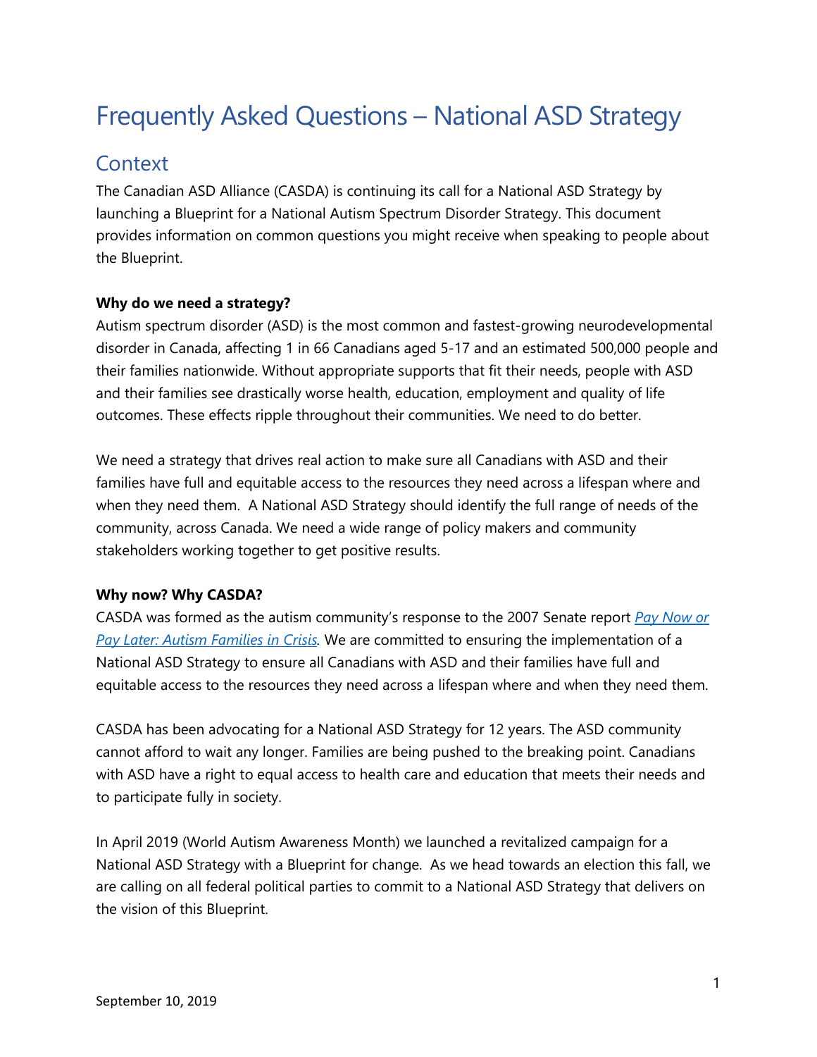# Frequently Asked Questions – National ASD Strategy

## Context

The Canadian ASD Alliance (CASDA) is continuing its call for a National ASD Strategy by launching a Blueprint for a National Autism Spectrum Disorder Strategy. This document provides information on common questions you might receive when speaking to people about the Blueprint.

**Why do we need a strategy?**

Autism spectrum disorder (ASD) is the most common and fastest-growing neurodevelopmental disorder in Canada, affecting 1 in 66 Canadians aged 5-17 and an estimated 500,000 people and their families nationwide. Without appropriate supports that fit their needs, people with ASD and their families see drastically worse health, education, employment and quality of life outcomes. These effects ripple throughout their communities. We need to do better.

We need a strategy that drives real action to make sure all Canadians with ASD and their families have full and equitable access to the resources they need across a lifespan where and when they need them. A National ASD Strategy should identify the full range of needs of the community, across Canada. We need a wide range of policy makers and community stakeholders working together to get positive results.

**Why now? Why CASDA?**

CASDA was formed as the autism community's response to the 2007 Senate report *Pay Now or Pay Later: Autism Families in Crisis*. We are committed to ensuring the implementation of a National ASD Strategy to ensure all Canadians with ASD and their families have full and equitable access to the resources they need across a lifespan where and when they need them.

CASDA has been advocating for a National ASD Strategy for 12 years. The ASD community cannot afford to wait any longer. Families are being pushed to the breaking point. Canadians with ASD have a right to equal access to health care and education that meets their needs and to participate fully in society.

In April 2019 (World Autism Awareness Month) we launched a revitalized campaign for a National ASD Strategy with a Blueprint for change. As we head towards an election this fall, we are calling on all federal political parties to commit to a National ASD Strategy that delivers on the vision of this Blueprint.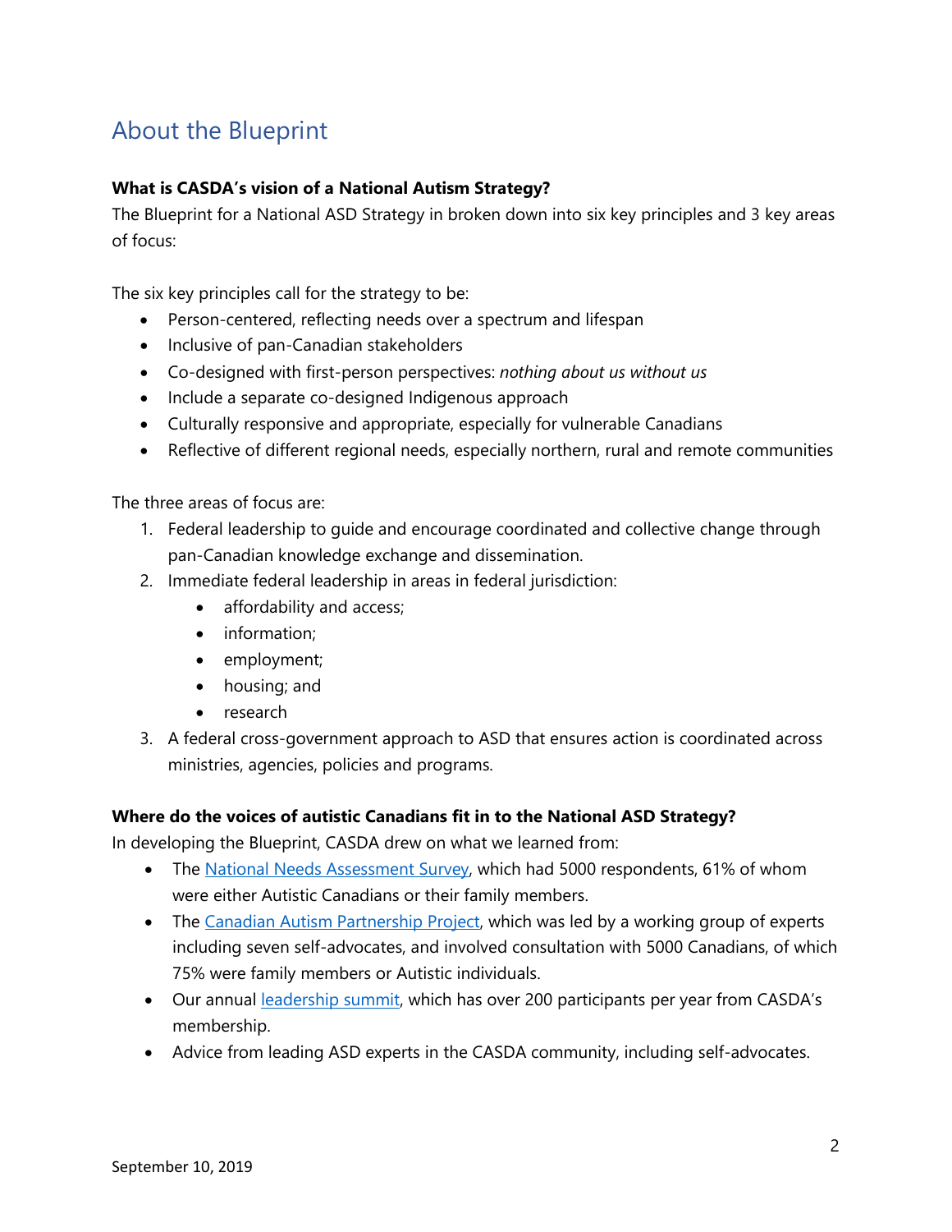## About the Blueprint

**What is CASDA's vision of a National Autism Strategy?**

The Blueprint for a National ASD Strategy in broken down into six key principles and 3 key areas of focus:

The six key principles call for the strategy to be:

- Person-centered, reflecting needs over a spectrum and lifespan
- Inclusive of pan-Canadian stakeholders
- Co-designed with first-person perspectives: *nothing about us without us*
- Include a separate co-designed Indigenous approach
- Culturally responsive and appropriate, especially for vulnerable Canadians
- Reflective of different regional needs, especially northern, rural and remote communities

The three areas of focus are:

1. Federal leadership to guide and encourage coordinated and collective change through pan-Canadian knowledge exchange and dissemination.
2. Immediate federal leadership in areas in federal jurisdiction:
    - affordability and access;
    - information;
    - employment;
    - housing; and
    - research
3. A federal cross-government approach to ASD that ensures action is coordinated across ministries, agencies, policies and programs.

**Where do the voices of autistic Canadians fit in to the National ASD Strategy?**

In developing the Blueprint, CASDA drew on what we learned from:

- The National Needs Assessment Survey, which had 5000 respondents, 61% of whom were either Autistic Canadians or their family members.
- The Canadian Autism Partnership Project, which was led by a working group of experts including seven self-advocates, and involved consultation with 5000 Canadians, of which 75% were family members or Autistic individuals.
- Our annual leadership summit, which has over 200 participants per year from CASDA's membership.
- Advice from leading ASD experts in the CASDA community, including self-advocates.

September 10, 2019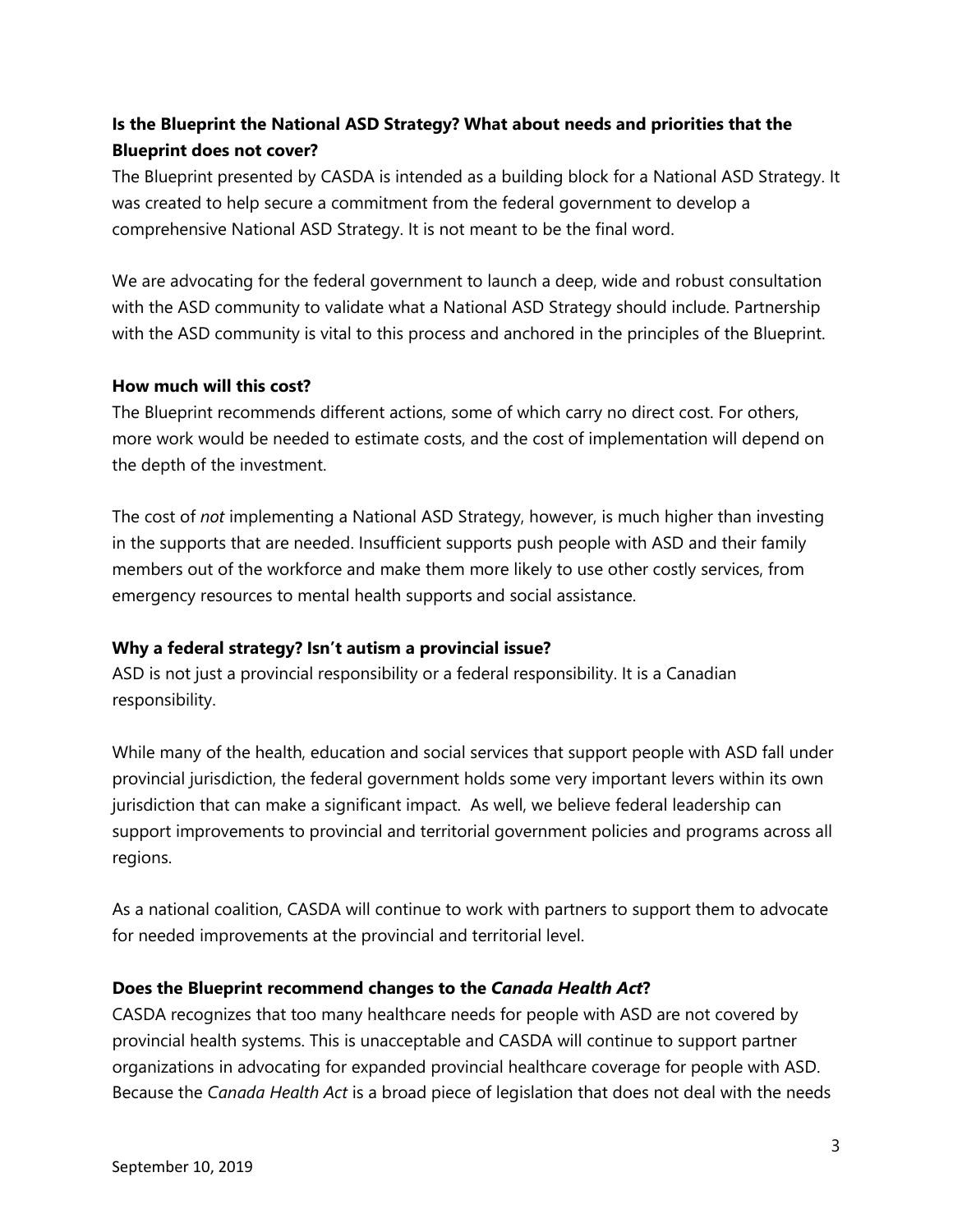**Is the Blueprint the National ASD Strategy? What about needs and priorities that the Blueprint does not cover?**

The Blueprint presented by CASDA is intended as a building block for a National ASD Strategy. It was created to help secure a commitment from the federal government to develop a comprehensive National ASD Strategy. It is not meant to be the final word.

We are advocating for the federal government to launch a deep, wide and robust consultation with the ASD community to validate what a National ASD Strategy should include. Partnership with the ASD community is vital to this process and anchored in the principles of the Blueprint.

**How much will this cost?**

The Blueprint recommends different actions, some of which carry no direct cost. For others, more work would be needed to estimate costs, and the cost of implementation will depend on the depth of the investment.

The cost of *not* implementing a National ASD Strategy, however, is much higher than investing in the supports that are needed. Insufficient supports push people with ASD and their family members out of the workforce and make them more likely to use other costly services, from emergency resources to mental health supports and social assistance.

**Why a federal strategy? Isn't autism a provincial issue?**

ASD is not just a provincial responsibility or a federal responsibility. It is a Canadian responsibility.

While many of the health, education and social services that support people with ASD fall under provincial jurisdiction, the federal government holds some very important levers within its own jurisdiction that can make a significant impact. As well, we believe federal leadership can support improvements to provincial and territorial government policies and programs across all regions.

As a national coalition, CASDA will continue to work with partners to support them to advocate for needed improvements at the provincial and territorial level.

**Does the Blueprint recommend changes to the *Canada Health Act*?**

CASDA recognizes that too many healthcare needs for people with ASD are not covered by provincial health systems. This is unacceptable and CASDA will continue to support partner organizations in advocating for expanded provincial healthcare coverage for people with ASD. Because the *Canada Health Act* is a broad piece of legislation that does not deal with the needs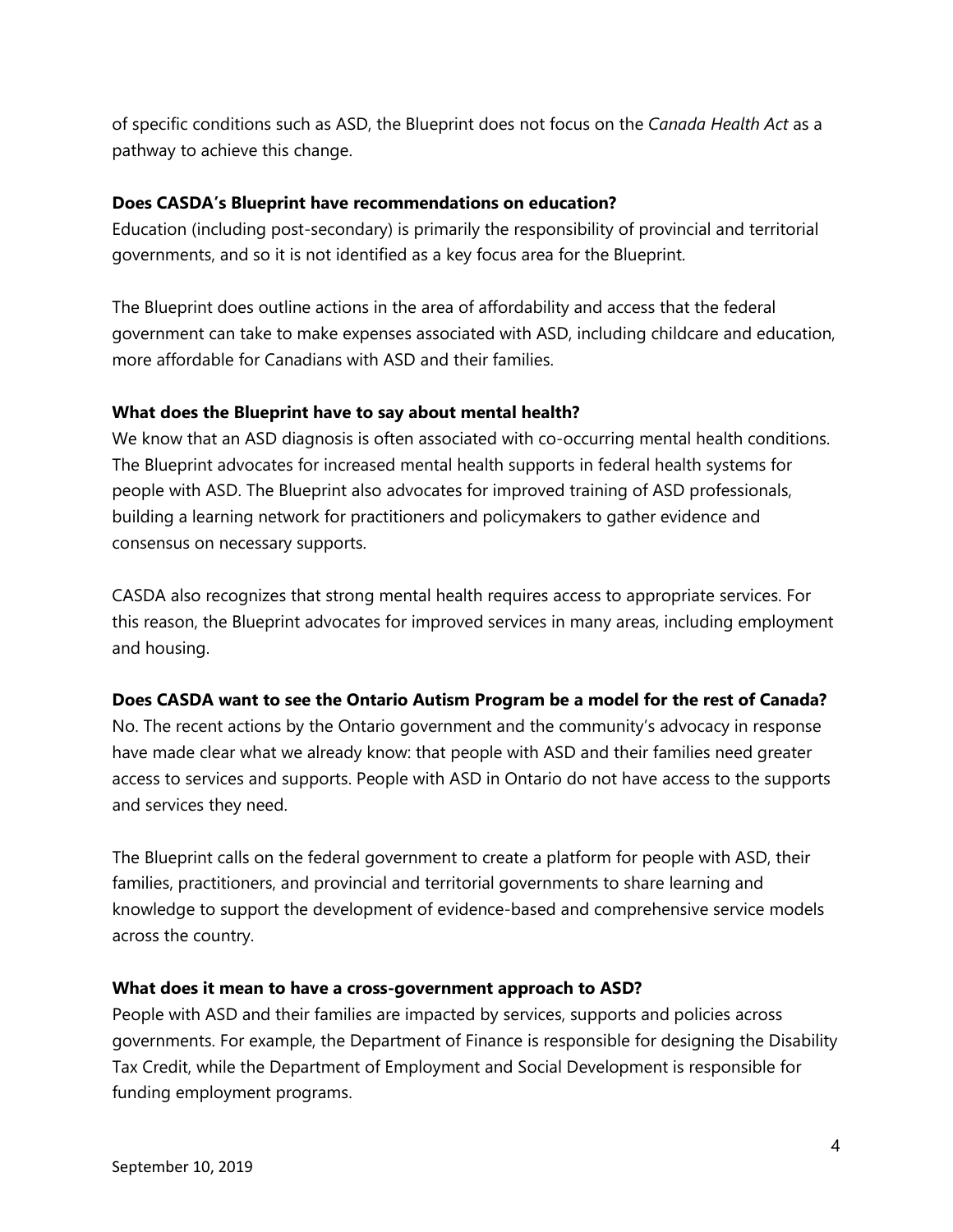of specific conditions such as ASD, the Blueprint does not focus on the *Canada Health Act* as a pathway to achieve this change.

**Does CASDA's Blueprint have recommendations on education?**

Education (including post-secondary) is primarily the responsibility of provincial and territorial governments, and so it is not identified as a key focus area for the Blueprint.

The Blueprint does outline actions in the area of affordability and access that the federal government can take to make expenses associated with ASD, including childcare and education, more affordable for Canadians with ASD and their families.

**What does the Blueprint have to say about mental health?**

We know that an ASD diagnosis is often associated with co-occurring mental health conditions. The Blueprint advocates for increased mental health supports in federal health systems for people with ASD. The Blueprint also advocates for improved training of ASD professionals, building a learning network for practitioners and policymakers to gather evidence and consensus on necessary supports.

CASDA also recognizes that strong mental health requires access to appropriate services. For this reason, the Blueprint advocates for improved services in many areas, including employment and housing.

**Does CASDA want to see the Ontario Autism Program be a model for the rest of Canada?**

No. The recent actions by the Ontario government and the community's advocacy in response have made clear what we already know: that people with ASD and their families need greater access to services and supports. People with ASD in Ontario do not have access to the supports and services they need.

The Blueprint calls on the federal government to create a platform for people with ASD, their families, practitioners, and provincial and territorial governments to share learning and knowledge to support the development of evidence-based and comprehensive service models across the country.

**What does it mean to have a cross-government approach to ASD?**

People with ASD and their families are impacted by services, supports and policies across governments. For example, the Department of Finance is responsible for designing the Disability Tax Credit, while the Department of Employment and Social Development is responsible for funding employment programs.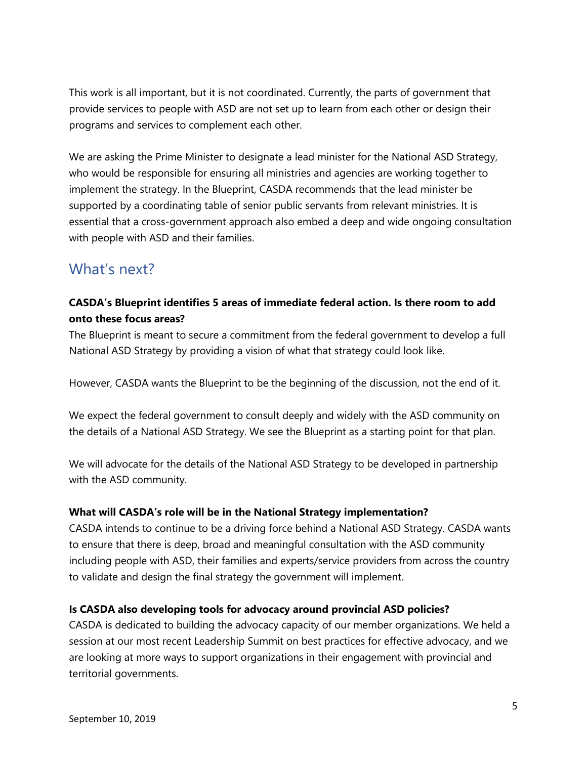This work is all important, but it is not coordinated. Currently, the parts of government that provide services to people with ASD are not set up to learn from each other or design their programs and services to complement each other.

We are asking the Prime Minister to designate a lead minister for the National ASD Strategy, who would be responsible for ensuring all ministries and agencies are working together to implement the strategy. In the Blueprint, CASDA recommends that the lead minister be supported by a coordinating table of senior public servants from relevant ministries. It is essential that a cross-government approach also embed a deep and wide ongoing consultation with people with ASD and their families.

## What's next?

**CASDA's Blueprint identifies 5 areas of immediate federal action. Is there room to add onto these focus areas?**

The Blueprint is meant to secure a commitment from the federal government to develop a full National ASD Strategy by providing a vision of what that strategy could look like.

However, CASDA wants the Blueprint to be the beginning of the discussion, not the end of it.

We expect the federal government to consult deeply and widely with the ASD community on the details of a National ASD Strategy. We see the Blueprint as a starting point for that plan.

We will advocate for the details of the National ASD Strategy to be developed in partnership with the ASD community.

**What will CASDA's role will be in the National Strategy implementation?**

CASDA intends to continue to be a driving force behind a National ASD Strategy. CASDA wants to ensure that there is deep, broad and meaningful consultation with the ASD community including people with ASD, their families and experts/service providers from across the country to validate and design the final strategy the government will implement.

**Is CASDA also developing tools for advocacy around provincial ASD policies?**

CASDA is dedicated to building the advocacy capacity of our member organizations. We held a session at our most recent Leadership Summit on best practices for effective advocacy, and we are looking at more ways to support organizations in their engagement with provincial and territorial governments.

September 10, 2019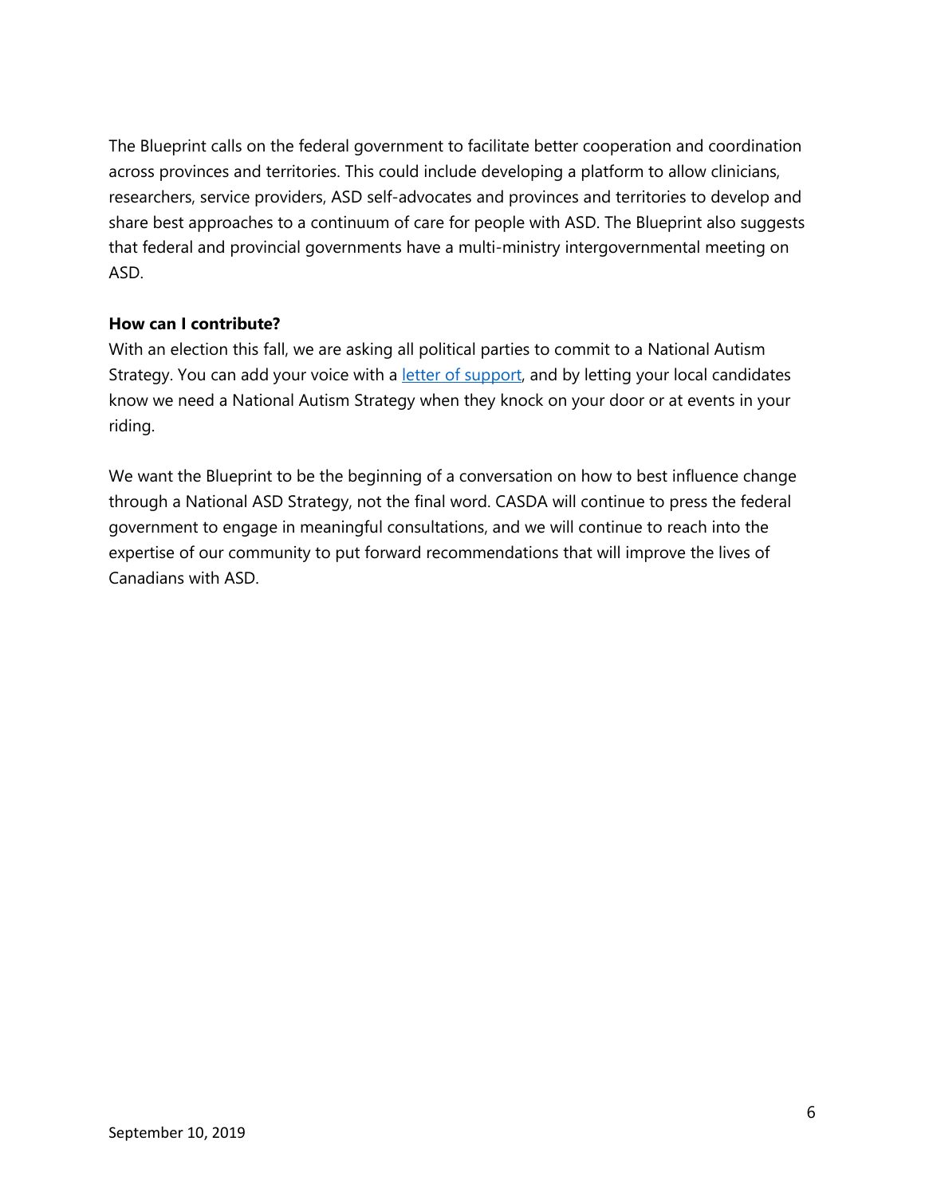The Blueprint calls on the federal government to facilitate better cooperation and coordination across provinces and territories. This could include developing a platform to allow clinicians, researchers, service providers, ASD self-advocates and provinces and territories to develop and share best approaches to a continuum of care for people with ASD. The Blueprint also suggests that federal and provincial governments have a multi-ministry intergovernmental meeting on ASD.

**How can I contribute?**

With an election this fall, we are asking all political parties to commit to a National Autism Strategy. You can add your voice with a letter of support, and by letting your local candidates know we need a National Autism Strategy when they knock on your door or at events in your riding.

We want the Blueprint to be the beginning of a conversation on how to best influence change through a National ASD Strategy, not the final word. CASDA will continue to press the federal government to engage in meaningful consultations, and we will continue to reach into the expertise of our community to put forward recommendations that will improve the lives of Canadians with ASD.

September 10, 2019